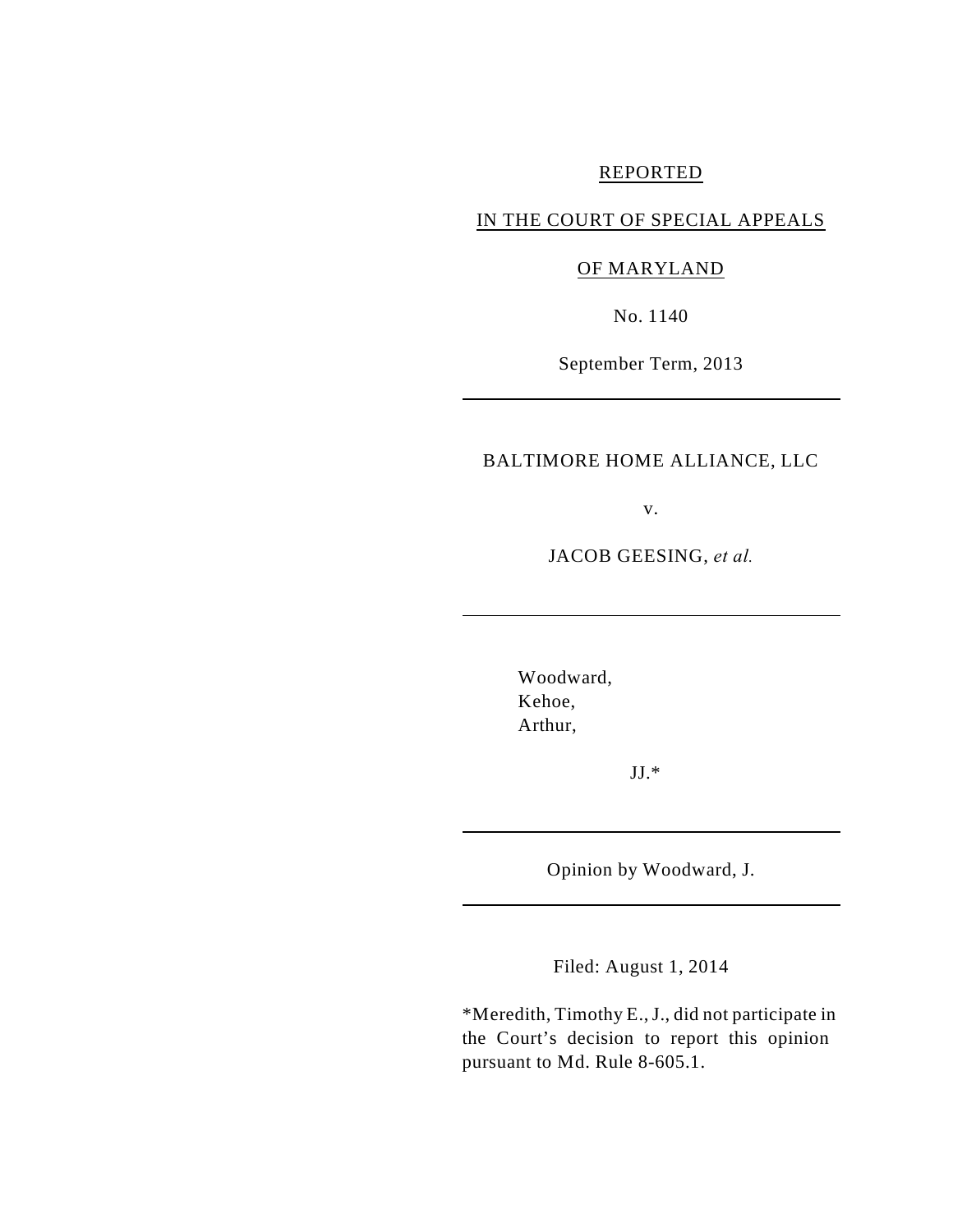REPORTED

IN THE COURT OF SPECIAL APPEALS

OF MARYLAND

No. 1140

September Term, 2013

---

BALTIMORE HOME ALLIANCE, LLC

v.

JACOB GEESING, *et al.*

---

Woodward,
Kehoe,
Arthur,

JJ.*

---

Opinion by Woodward, J.

---

Filed: August 1, 2014

*Meredith, Timothy E., J., did not participate in the Court's decision to report this opinion pursuant to Md. Rule 8-605.1.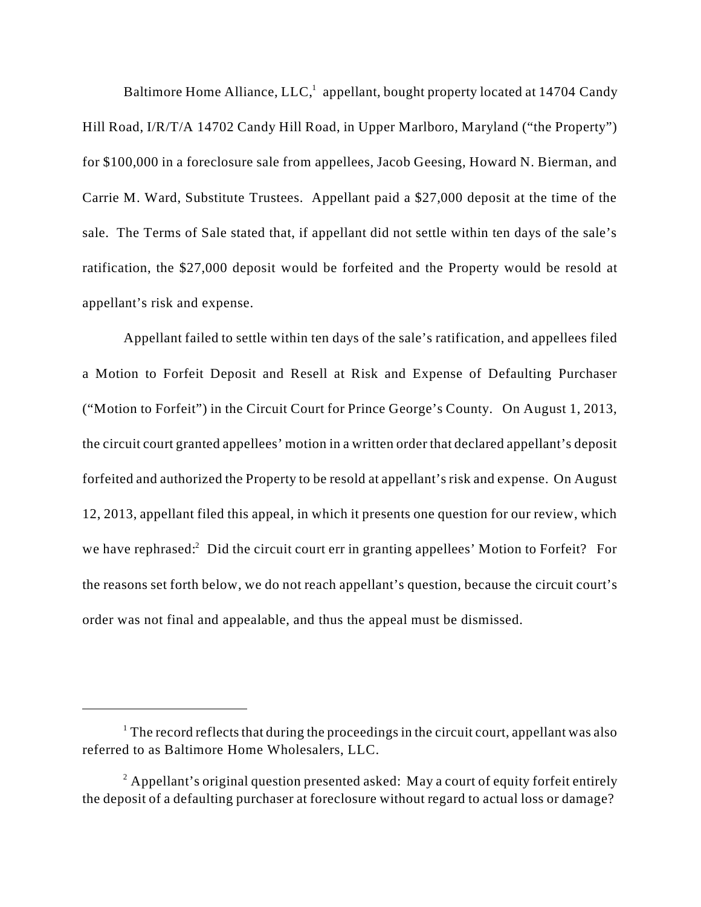Baltimore Home Alliance, LLC,[1] appellant, bought property located at 14704 Candy Hill Road, I/R/T/A 14702 Candy Hill Road, in Upper Marlboro, Maryland ("the Property") for $100,000 in a foreclosure sale from appellees, Jacob Geesing, Howard N. Bierman, and Carrie M. Ward, Substitute Trustees. Appellant paid a $27,000 deposit at the time of the sale. The Terms of Sale stated that, if appellant did not settle within ten days of the sale's ratification, the $27,000 deposit would be forfeited and the Property would be resold at appellant's risk and expense.

Appellant failed to settle within ten days of the sale's ratification, and appellees filed a Motion to Forfeit Deposit and Resell at Risk and Expense of Defaulting Purchaser ("Motion to Forfeit") in the Circuit Court for Prince George's County. On August 1, 2013, the circuit court granted appellees' motion in a written order that declared appellant's deposit forfeited and authorized the Property to be resold at appellant's risk and expense. On August 12, 2013, appellant filed this appeal, in which it presents one question for our review, which we have rephrased:[2] Did the circuit court err in granting appellees' Motion to Forfeit? For the reasons set forth below, we do not reach appellant's question, because the circuit court's order was not final and appealable, and thus the appeal must be dismissed.

---

[1] The record reflects that during the proceedings in the circuit court, appellant was also referred to as Baltimore Home Wholesalers, LLC.

[2] Appellant's original question presented asked: May a court of equity forfeit entirely the deposit of a defaulting purchaser at foreclosure without regard to actual loss or damage?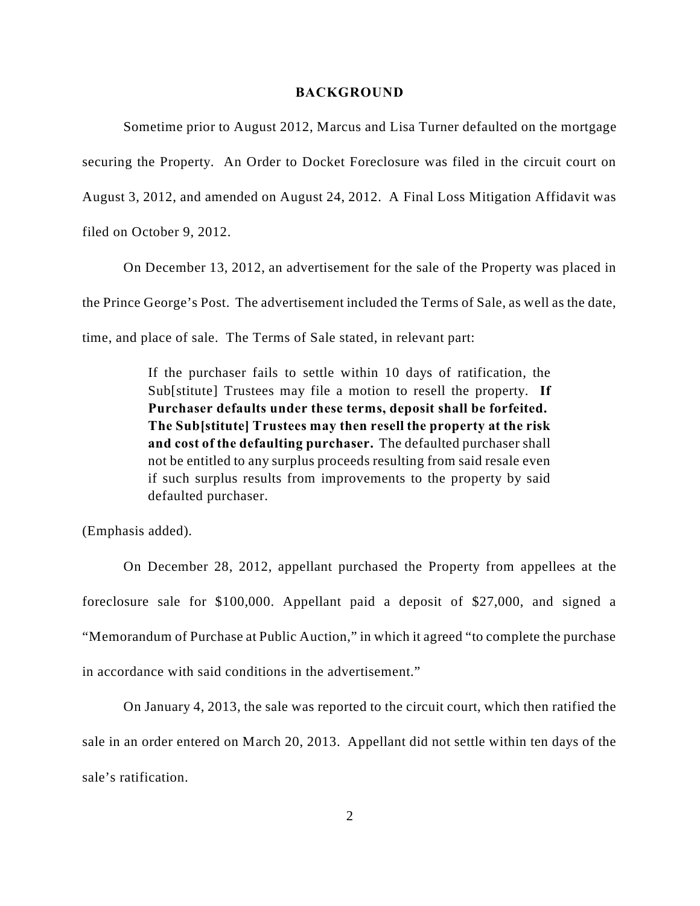## BACKGROUND

Sometime prior to August 2012, Marcus and Lisa Turner defaulted on the mortgage securing the Property. An Order to Docket Foreclosure was filed in the circuit court on August 3, 2012, and amended on August 24, 2012. A Final Loss Mitigation Affidavit was filed on October 9, 2012.

On December 13, 2012, an advertisement for the sale of the Property was placed in the Prince George's Post. The advertisement included the Terms of Sale, as well as the date, time, and place of sale. The Terms of Sale stated, in relevant part:

> If the purchaser fails to settle within 10 days of ratification, the Sub[stitute] Trustees may file a motion to resell the property. **If Purchaser defaults under these terms, deposit shall be forfeited. The Sub[stitute] Trustees may then resell the property at the risk and cost of the defaulting purchaser.** The defaulted purchaser shall not be entitled to any surplus proceeds resulting from said resale even if such surplus results from improvements to the property by said defaulted purchaser.

(Emphasis added).

On December 28, 2012, appellant purchased the Property from appellees at the foreclosure sale for $100,000. Appellant paid a deposit of $27,000, and signed a "Memorandum of Purchase at Public Auction," in which it agreed "to complete the purchase in accordance with said conditions in the advertisement."

On January 4, 2013, the sale was reported to the circuit court, which then ratified the sale in an order entered on March 20, 2013. Appellant did not settle within ten days of the sale's ratification.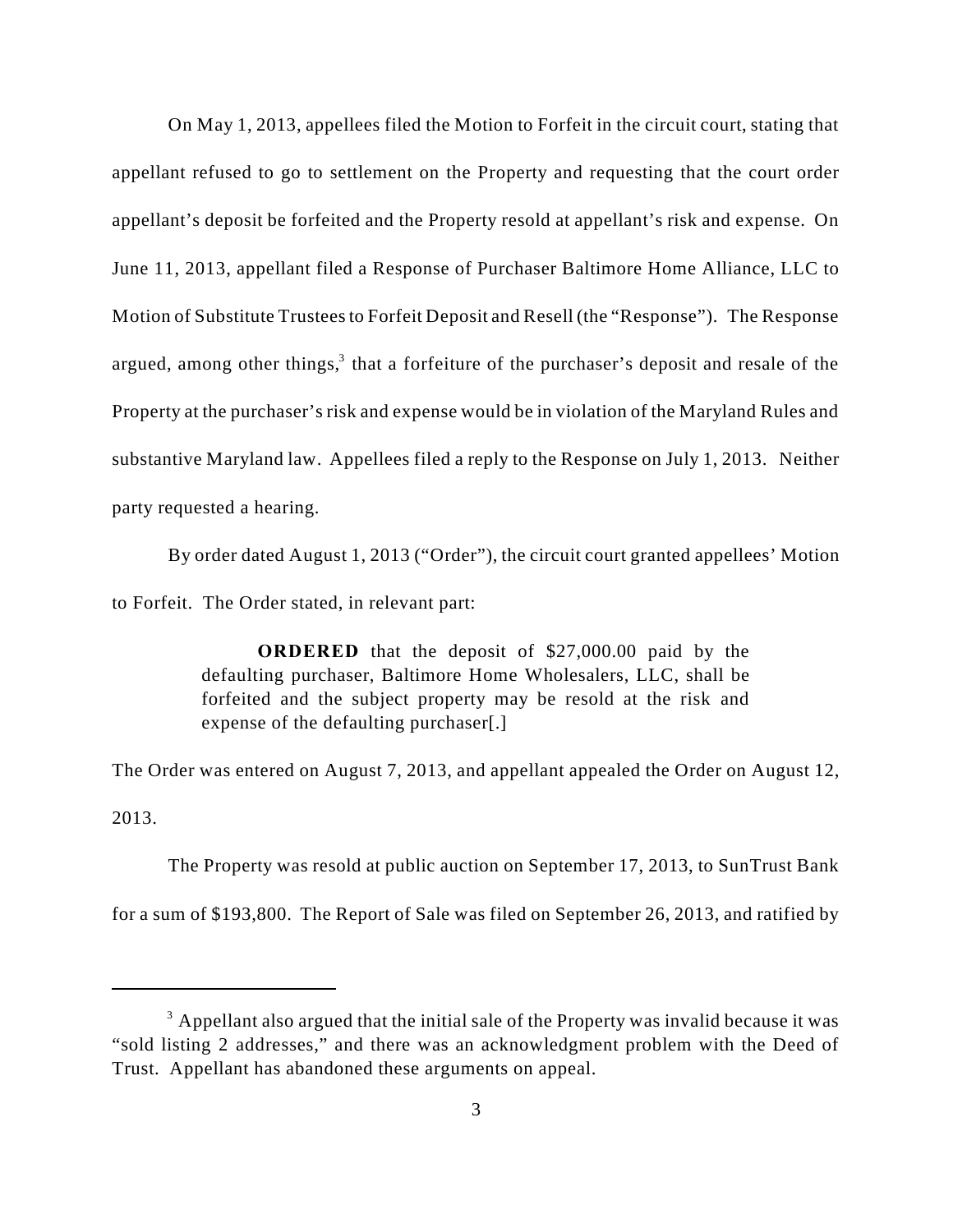On May 1, 2013, appellees filed the Motion to Forfeit in the circuit court, stating that appellant refused to go to settlement on the Property and requesting that the court order appellant's deposit be forfeited and the Property resold at appellant's risk and expense. On June 11, 2013, appellant filed a Response of Purchaser Baltimore Home Alliance, LLC to Motion of Substitute Trustees to Forfeit Deposit and Resell (the "Response"). The Response argued, among other things,[3] that a forfeiture of the purchaser's deposit and resale of the Property at the purchaser's risk and expense would be in violation of the Maryland Rules and substantive Maryland law. Appellees filed a reply to the Response on July 1, 2013. Neither party requested a hearing.

By order dated August 1, 2013 ("Order"), the circuit court granted appellees' Motion to Forfeit. The Order stated, in relevant part:

> **ORDERED** that the deposit of $27,000.00 paid by the defaulting purchaser, Baltimore Home Wholesalers, LLC, shall be forfeited and the subject property may be resold at the risk and expense of the defaulting purchaser[.]

The Order was entered on August 7, 2013, and appellant appealed the Order on August 12, 2013.

The Property was resold at public auction on September 17, 2013, to SunTrust Bank for a sum of $193,800. The Report of Sale was filed on September 26, 2013, and ratified by

---

[3] Appellant also argued that the initial sale of the Property was invalid because it was "sold listing 2 addresses," and there was an acknowledgment problem with the Deed of Trust. Appellant has abandoned these arguments on appeal.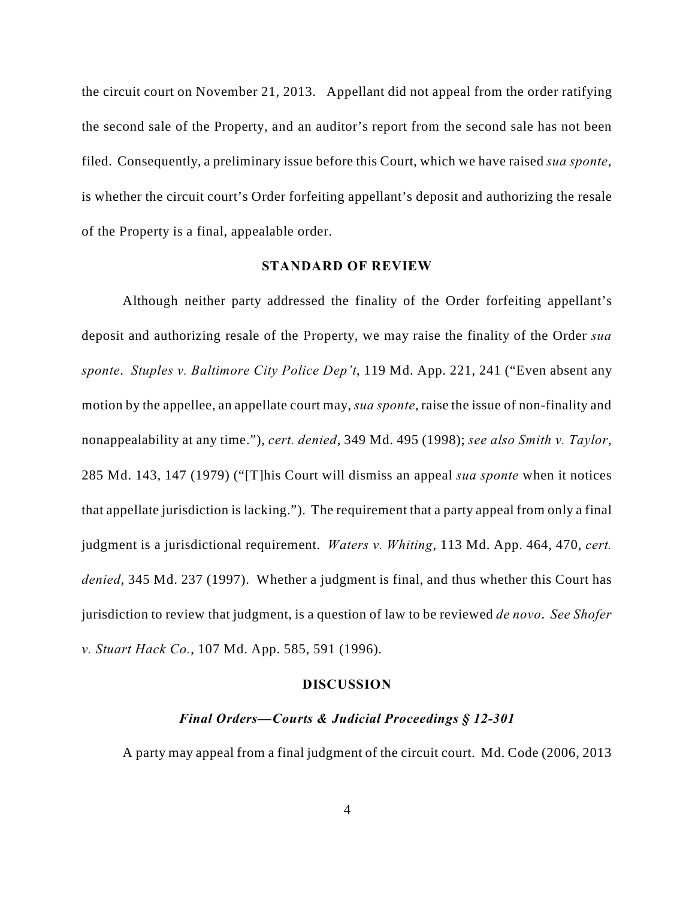the circuit court on November 21, 2013. Appellant did not appeal from the order ratifying the second sale of the Property, and an auditor's report from the second sale has not been filed. Consequently, a preliminary issue before this Court, which we have raised *sua sponte*, is whether the circuit court's Order forfeiting appellant's deposit and authorizing the resale of the Property is a final, appealable order.

## STANDARD OF REVIEW

Although neither party addressed the finality of the Order forfeiting appellant's deposit and authorizing resale of the Property, we may raise the finality of the Order *sua sponte*. *Stuples v. Baltimore City Police Dep't*, 119 Md. App. 221, 241 ("Even absent any motion by the appellee, an appellate court may, *sua sponte*, raise the issue of non-finality and nonappealability at any time."), *cert. denied*, 349 Md. 495 (1998); *see also Smith v. Taylor*, 285 Md. 143, 147 (1979) ("[T]his Court will dismiss an appeal *sua sponte* when it notices that appellate jurisdiction is lacking."). The requirement that a party appeal from only a final judgment is a jurisdictional requirement. *Waters v. Whiting*, 113 Md. App. 464, 470, *cert. denied*, 345 Md. 237 (1997). Whether a judgment is final, and thus whether this Court has jurisdiction to review that judgment, is a question of law to be reviewed *de novo*. *See Shofer v. Stuart Hack Co.*, 107 Md. App. 585, 591 (1996).

## DISCUSSION

### *Final Orders—Courts & Judicial Proceedings § 12-301*

A party may appeal from a final judgment of the circuit court. Md. Code (2006, 2013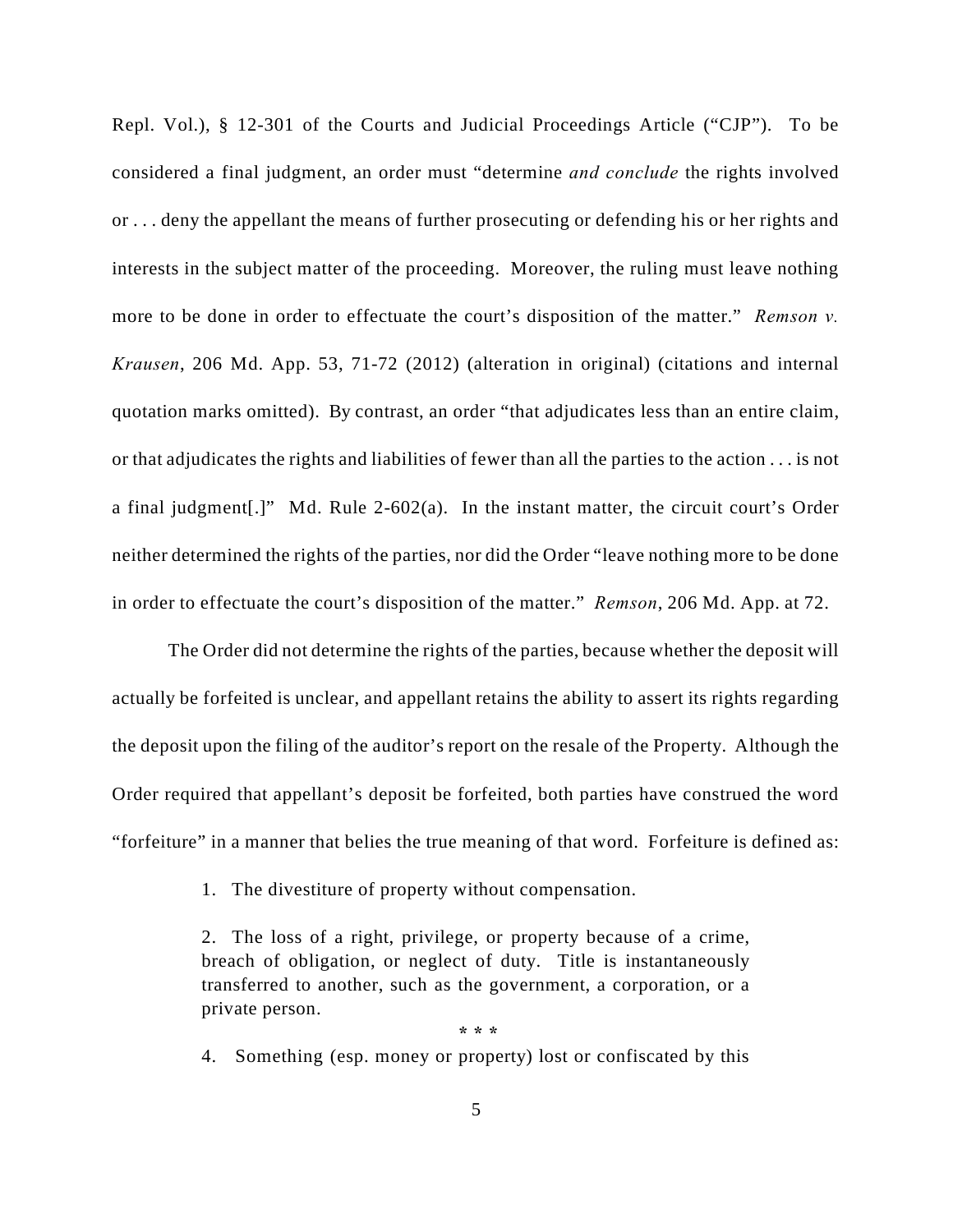Repl. Vol.), § 12-301 of the Courts and Judicial Proceedings Article ("CJP"). To be considered a final judgment, an order must "determine *and conclude* the rights involved or . . . deny the appellant the means of further prosecuting or defending his or her rights and interests in the subject matter of the proceeding. Moreover, the ruling must leave nothing more to be done in order to effectuate the court's disposition of the matter." *Remson v. Krausen*, 206 Md. App. 53, 71-72 (2012) (alteration in original) (citations and internal quotation marks omitted). By contrast, an order "that adjudicates less than an entire claim, or that adjudicates the rights and liabilities of fewer than all the parties to the action . . . is not a final judgment[.]" Md. Rule 2-602(a). In the instant matter, the circuit court's Order neither determined the rights of the parties, nor did the Order "leave nothing more to be done in order to effectuate the court's disposition of the matter." *Remson*, 206 Md. App. at 72.

The Order did not determine the rights of the parties, because whether the deposit will actually be forfeited is unclear, and appellant retains the ability to assert its rights regarding the deposit upon the filing of the auditor's report on the resale of the Property. Although the Order required that appellant's deposit be forfeited, both parties have construed the word "forfeiture" in a manner that belies the true meaning of that word. Forfeiture is defined as:

> 1. The divestiture of property without compensation.
>
> 2. The loss of a right, privilege, or property because of a crime, breach of obligation, or neglect of duty. Title is instantaneously transferred to another, such as the government, a corporation, or a private person.
>
> \* \* \*
>
> 4. Something (esp. money or property) lost or confiscated by this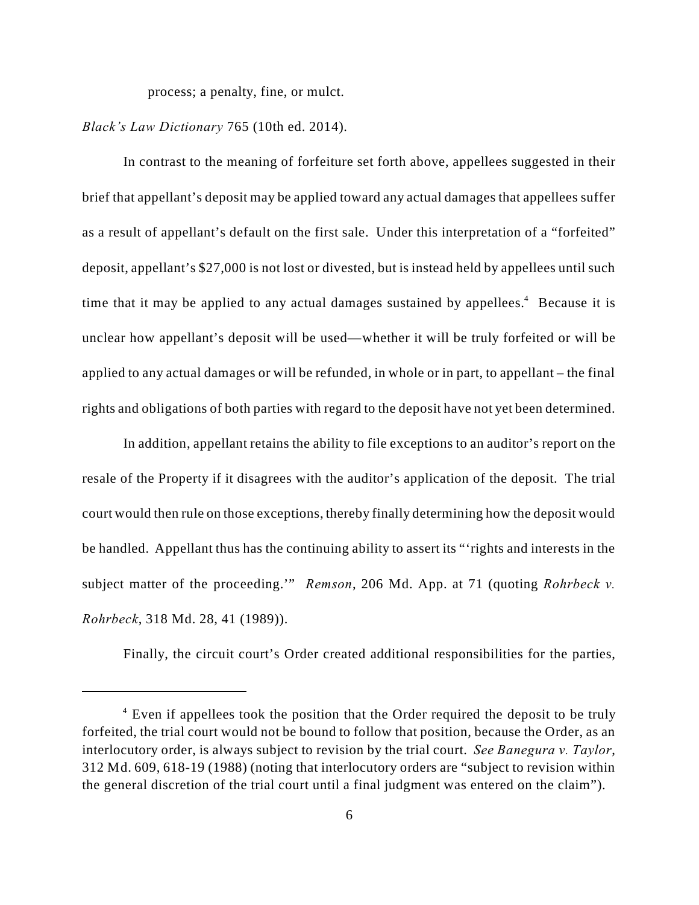process; a penalty, fine, or mulct.

*Black's Law Dictionary* 765 (10th ed. 2014).

In contrast to the meaning of forfeiture set forth above, appellees suggested in their brief that appellant's deposit may be applied toward any actual damages that appellees suffer as a result of appellant's default on the first sale. Under this interpretation of a "forfeited" deposit, appellant's $27,000 is not lost or divested, but is instead held by appellees until such time that it may be applied to any actual damages sustained by appellees.[4] Because it is unclear how appellant's deposit will be used—whether it will be truly forfeited or will be applied to any actual damages or will be refunded, in whole or in part, to appellant – the final rights and obligations of both parties with regard to the deposit have not yet been determined.

In addition, appellant retains the ability to file exceptions to an auditor's report on the resale of the Property if it disagrees with the auditor's application of the deposit. The trial court would then rule on those exceptions, thereby finally determining how the deposit would be handled. Appellant thus has the continuing ability to assert its "'rights and interests in the subject matter of the proceeding.'" *Remson*, 206 Md. App. at 71 (quoting *Rohrbeck v. Rohrbeck*, 318 Md. 28, 41 (1989)).

Finally, the circuit court's Order created additional responsibilities for the parties,

---

[4] Even if appellees took the position that the Order required the deposit to be truly forfeited, the trial court would not be bound to follow that position, because the Order, as an interlocutory order, is always subject to revision by the trial court. *See Banegura v. Taylor*, 312 Md. 609, 618-19 (1988) (noting that interlocutory orders are "subject to revision within the general discretion of the trial court until a final judgment was entered on the claim").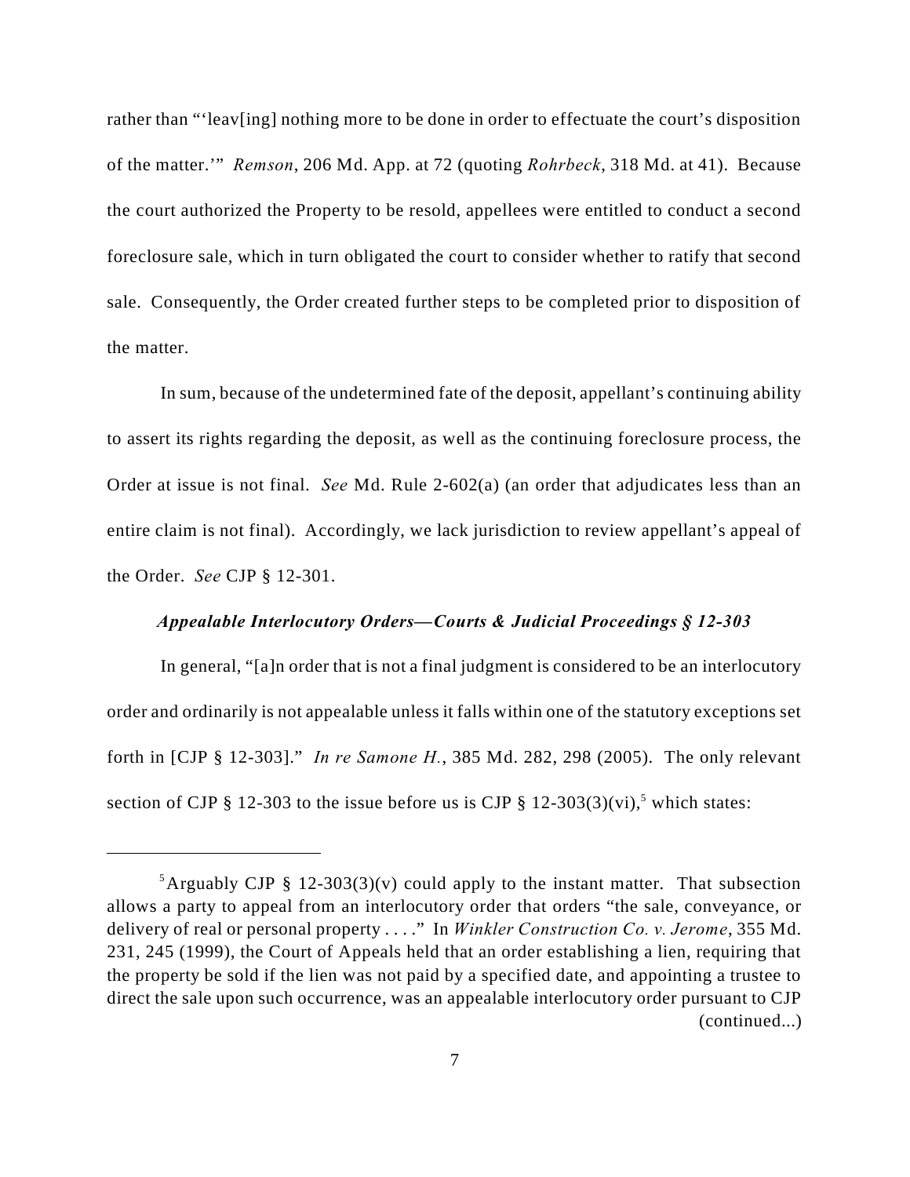rather than "'leav[ing] nothing more to be done in order to effectuate the court's disposition of the matter.'" *Remson*, 206 Md. App. at 72 (quoting *Rohrbeck*, 318 Md. at 41). Because the court authorized the Property to be resold, appellees were entitled to conduct a second foreclosure sale, which in turn obligated the court to consider whether to ratify that second sale. Consequently, the Order created further steps to be completed prior to disposition of the matter.

In sum, because of the undetermined fate of the deposit, appellant's continuing ability to assert its rights regarding the deposit, as well as the continuing foreclosure process, the Order at issue is not final. *See* Md. Rule 2-602(a) (an order that adjudicates less than an entire claim is not final). Accordingly, we lack jurisdiction to review appellant's appeal of the Order. *See* CJP § 12-301.

***Appealable Interlocutory Orders—Courts & Judicial Proceedings § 12-303***

In general, "[a]n order that is not a final judgment is considered to be an interlocutory order and ordinarily is not appealable unless it falls within one of the statutory exceptions set forth in [CJP § 12-303]." *In re Samone H.*, 385 Md. 282, 298 (2005). The only relevant section of CJP § 12-303 to the issue before us is CJP § 12-303(3)(vi),[5] which states:

---

[5] Arguably CJP § 12-303(3)(v) could apply to the instant matter. That subsection allows a party to appeal from an interlocutory order that orders "the sale, conveyance, or delivery of real or personal property . . . ." In *Winkler Construction Co. v. Jerome*, 355 Md. 231, 245 (1999), the Court of Appeals held that an order establishing a lien, requiring that the property be sold if the lien was not paid by a specified date, and appointing a trustee to direct the sale upon such occurrence, was an appealable interlocutory order pursuant to CJP (continued...)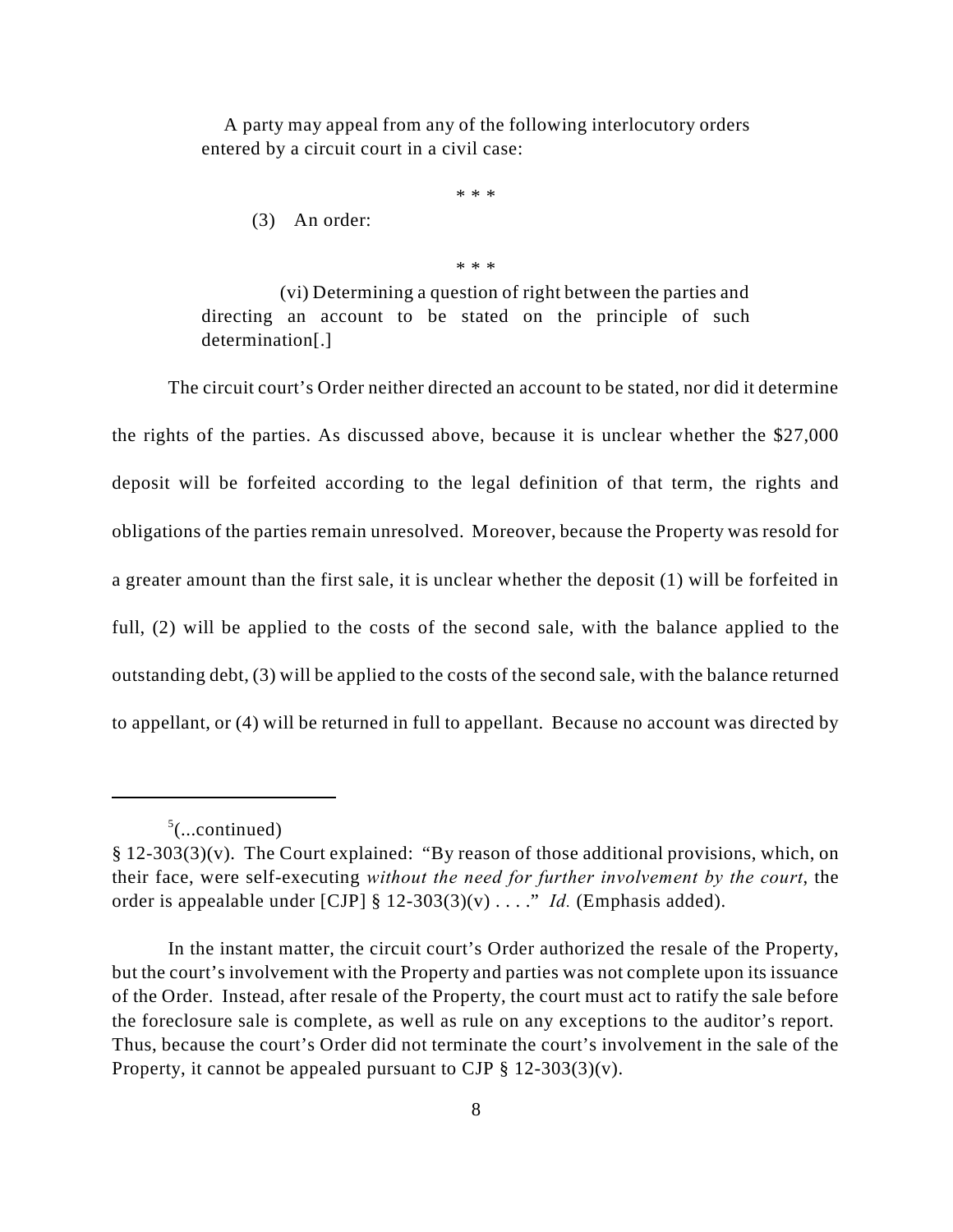> A party may appeal from any of the following interlocutory orders entered by a circuit court in a civil case:
>
> \* \* \*
>
> (3) An order:
>
> \* \* \*
>
> (vi) Determining a question of right between the parties and directing an account to be stated on the principle of such determination[.]

The circuit court's Order neither directed an account to be stated, nor did it determine the rights of the parties. As discussed above, because it is unclear whether the $27,000 deposit will be forfeited according to the legal definition of that term, the rights and obligations of the parties remain unresolved. Moreover, because the Property was resold for a greater amount than the first sale, it is unclear whether the deposit (1) will be forfeited in full, (2) will be applied to the costs of the second sale, with the balance applied to the outstanding debt, (3) will be applied to the costs of the second sale, with the balance returned to appellant, or (4) will be returned in full to appellant. Because no account was directed by

---

[5](...continued)
§ 12-303(3)(v). The Court explained: "By reason of those additional provisions, which, on their face, were self-executing *without the need for further involvement by the court,* the order is appealable under [CJP] § 12-303(3)(v) . . . ." *Id.* (Emphasis added).

In the instant matter, the circuit court's Order authorized the resale of the Property, but the court's involvement with the Property and parties was not complete upon its issuance of the Order. Instead, after resale of the Property, the court must act to ratify the sale before the foreclosure sale is complete, as well as rule on any exceptions to the auditor's report. Thus, because the court's Order did not terminate the court's involvement in the sale of the Property, it cannot be appealed pursuant to CJP § 12-303(3)(v).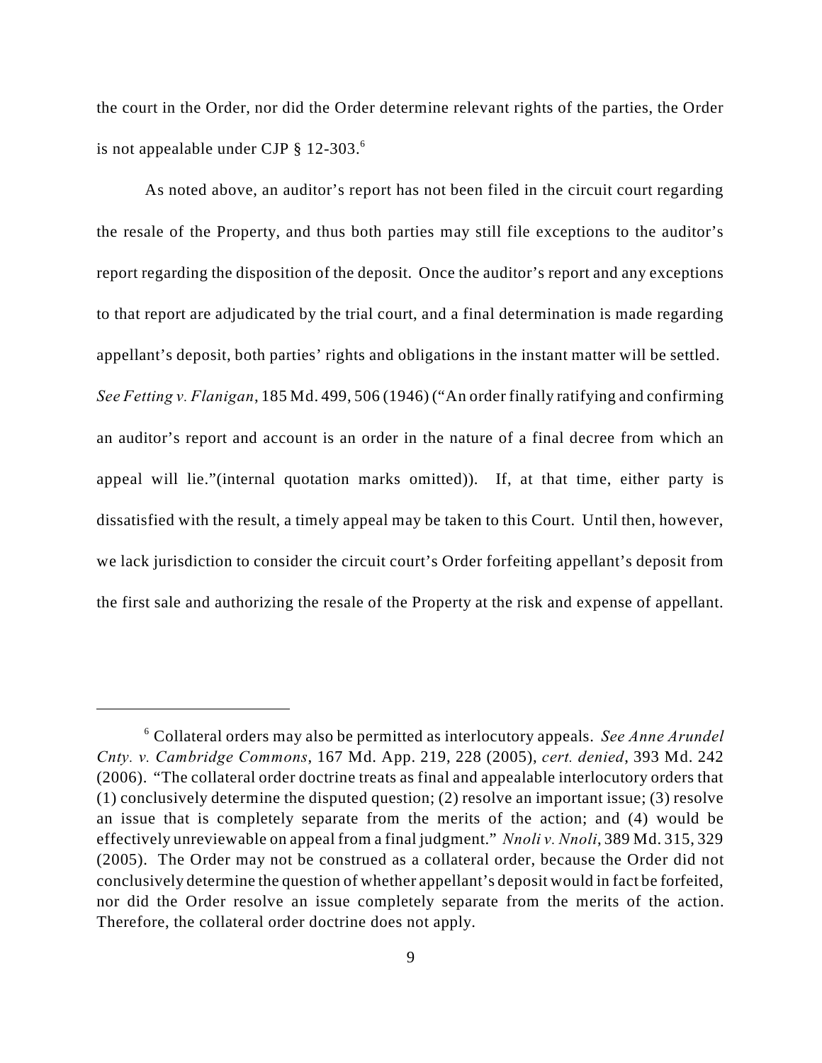the court in the Order, nor did the Order determine relevant rights of the parties, the Order is not appealable under CJP § 12-303.[6]

As noted above, an auditor's report has not been filed in the circuit court regarding the resale of the Property, and thus both parties may still file exceptions to the auditor's report regarding the disposition of the deposit. Once the auditor's report and any exceptions to that report are adjudicated by the trial court, and a final determination is made regarding appellant's deposit, both parties' rights and obligations in the instant matter will be settled. *See Fetting v. Flanigan*, 185 Md. 499, 506 (1946) ("An order finally ratifying and confirming an auditor's report and account is an order in the nature of a final decree from which an appeal will lie."(internal quotation marks omitted)). If, at that time, either party is dissatisfied with the result, a timely appeal may be taken to this Court. Until then, however, we lack jurisdiction to consider the circuit court's Order forfeiting appellant's deposit from the first sale and authorizing the resale of the Property at the risk and expense of appellant.

---

[6] Collateral orders may also be permitted as interlocutory appeals. *See Anne Arundel Cnty. v. Cambridge Commons*, 167 Md. App. 219, 228 (2005), *cert. denied*, 393 Md. 242 (2006). "The collateral order doctrine treats as final and appealable interlocutory orders that (1) conclusively determine the disputed question; (2) resolve an important issue; (3) resolve an issue that is completely separate from the merits of the action; and (4) would be effectively unreviewable on appeal from a final judgment." *Nnoli v. Nnoli*, 389 Md. 315, 329 (2005). The Order may not be construed as a collateral order, because the Order did not conclusively determine the question of whether appellant's deposit would in fact be forfeited, nor did the Order resolve an issue completely separate from the merits of the action. Therefore, the collateral order doctrine does not apply.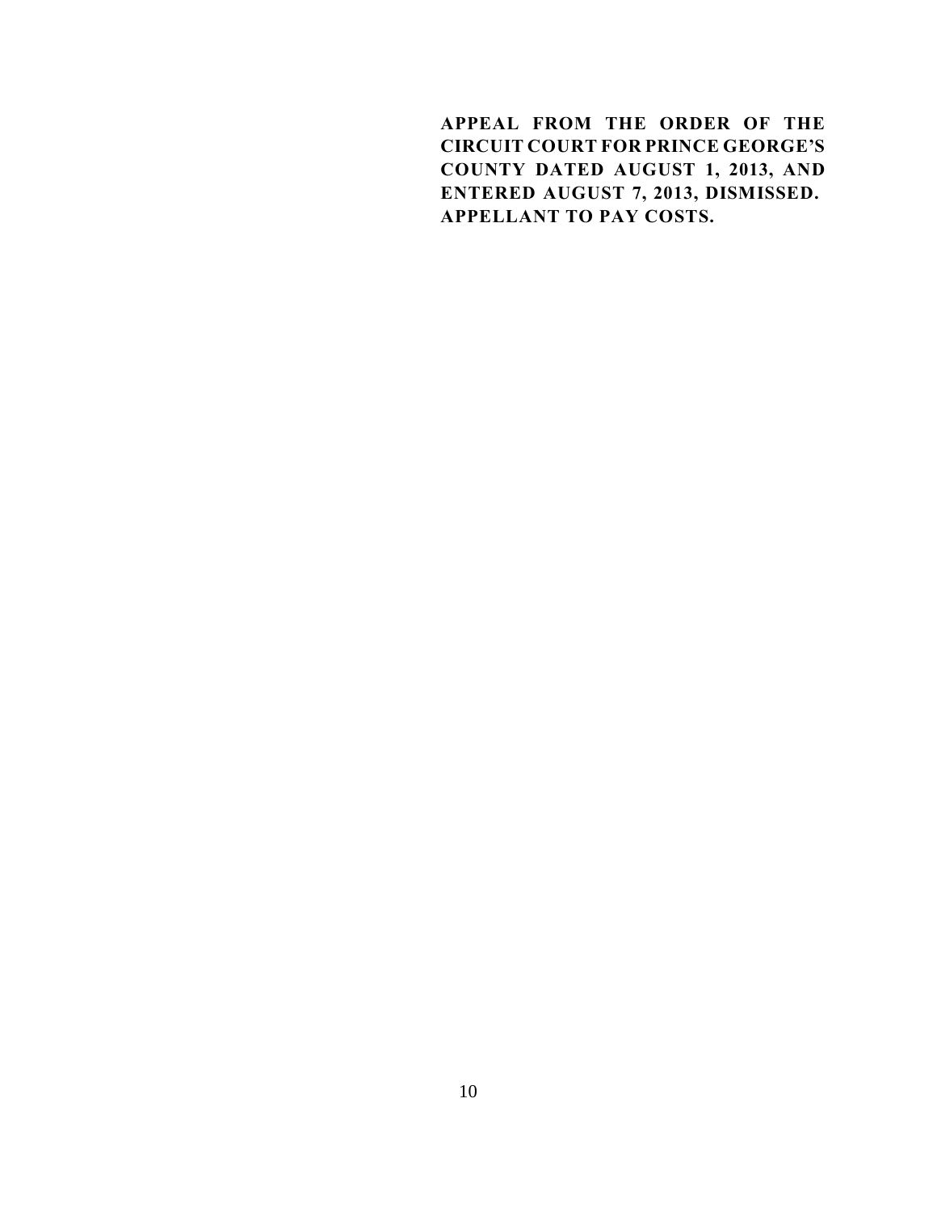**APPEAL FROM THE ORDER OF THE CIRCUIT COURT FOR PRINCE GEORGE'S COUNTY DATED AUGUST 1, 2013, AND ENTERED AUGUST 7, 2013, DISMISSED. APPELLANT TO PAY COSTS.**